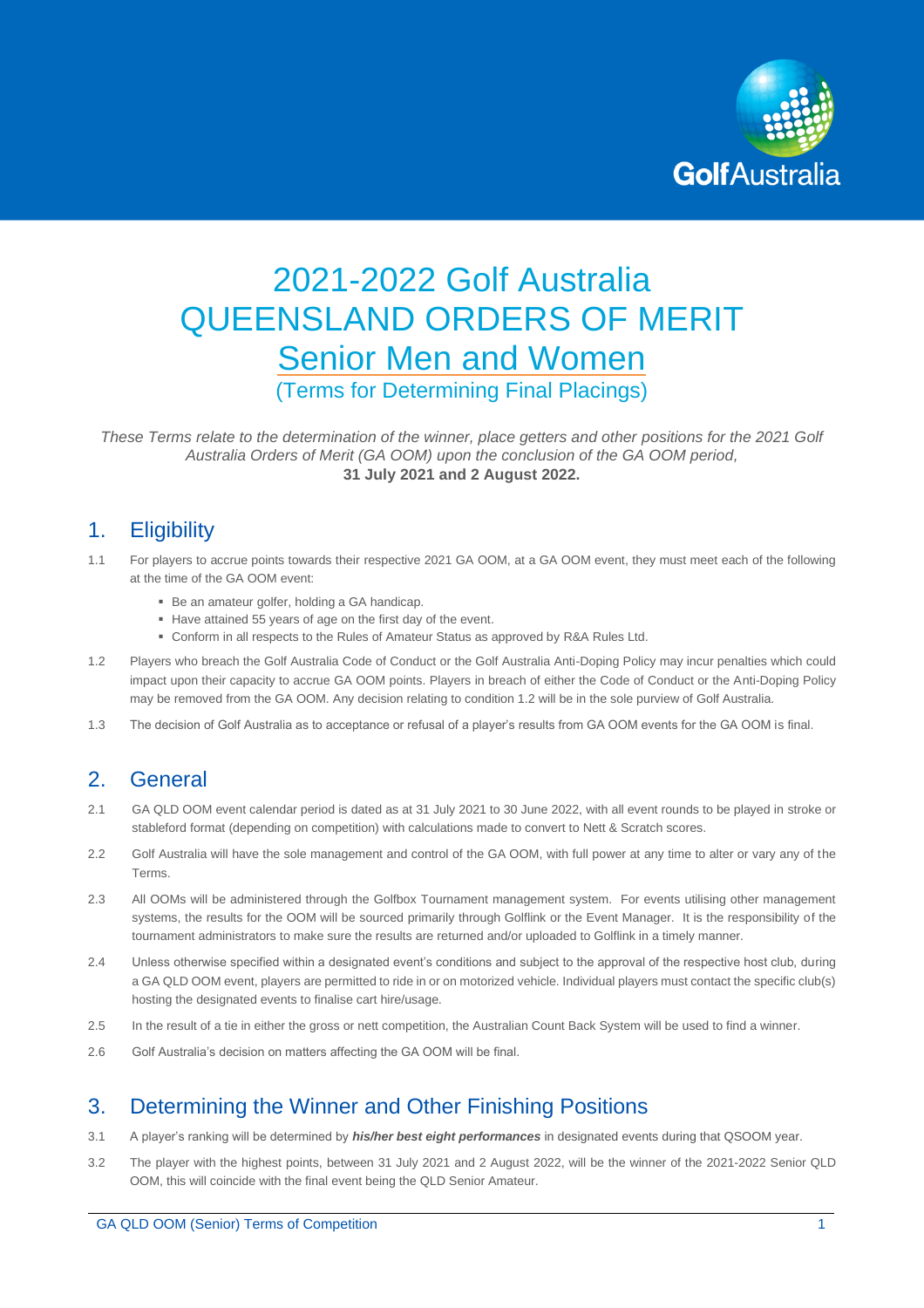# 2021-2022 Golf Australia QUEENSLAND ORDERS OF MERIT Senior Men and Women

(Terms for Determining Final Placings)

*These Terms relate to the determination of the winner, place getters and other positions for the 2021 Golf Australia Orders of Merit (GA OOM) upon the conclusion of the GA OOM period,*
**31 July 2021 and 2 August 2022.**

## 1. Eligibility

1.1 For players to accrue points towards their respective 2021 GA OOM, at a GA OOM event, they must meet each of the following at the time of the GA OOM event:

- Be an amateur golfer, holding a GA handicap.
- Have attained 55 years of age on the first day of the event.
- Conform in all respects to the Rules of Amateur Status as approved by R&A Rules Ltd.

1.2 Players who breach the Golf Australia Code of Conduct or the Golf Australia Anti-Doping Policy may incur penalties which could impact upon their capacity to accrue GA OOM points. Players in breach of either the Code of Conduct or the Anti-Doping Policy may be removed from the GA OOM. Any decision relating to condition 1.2 will be in the sole purview of Golf Australia.

1.3 The decision of Golf Australia as to acceptance or refusal of a player's results from GA OOM events for the GA OOM is final.

## 2. General

2.1 GA QLD OOM event calendar period is dated as at 31 July 2021 to 30 June 2022, with all event rounds to be played in stroke or stableford format (depending on competition) with calculations made to convert to Nett & Scratch scores.

2.2 Golf Australia will have the sole management and control of the GA OOM, with full power at any time to alter or vary any of the Terms.

2.3 All OOMs will be administered through the Golfbox Tournament management system. For events utilising other management systems, the results for the OOM will be sourced primarily through Golflink or the Event Manager. It is the responsibility of the tournament administrators to make sure the results are returned and/or uploaded to Golflink in a timely manner.

2.4 Unless otherwise specified within a designated event's conditions and subject to the approval of the respective host club, during a GA QLD OOM event, players are permitted to ride in or on motorized vehicle. Individual players must contact the specific club(s) hosting the designated events to finalise cart hire/usage.

2.5 In the result of a tie in either the gross or nett competition, the Australian Count Back System will be used to find a winner.

2.6 Golf Australia's decision on matters affecting the GA OOM will be final.

## 3. Determining the Winner and Other Finishing Positions

3.1 A player's ranking will be determined by ***his/her best eight performances*** in designated events during that QSOOM year.

3.2 The player with the highest points, between 31 July 2021 and 2 August 2022, will be the winner of the 2021-2022 Senior QLD OOM, this will coincide with the final event being the QLD Senior Amateur.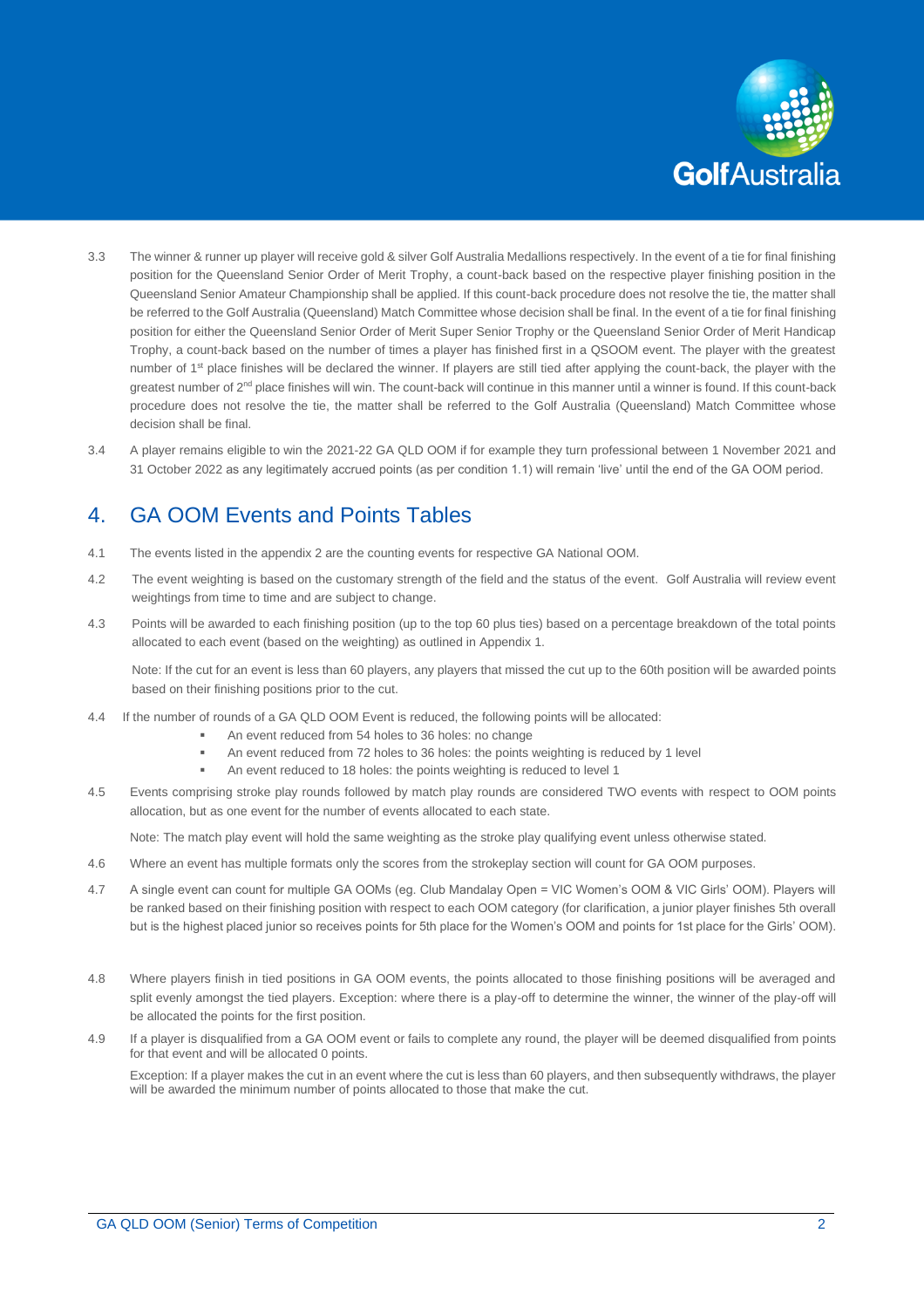3.3 The winner & runner up player will receive gold & silver Golf Australia Medallions respectively. In the event of a tie for final finishing position for the Queensland Senior Order of Merit Trophy, a count-back based on the respective player finishing position in the Queensland Senior Amateur Championship shall be applied. If this count-back procedure does not resolve the tie, the matter shall be referred to the Golf Australia (Queensland) Match Committee whose decision shall be final. In the event of a tie for final finishing position for either the Queensland Senior Order of Merit Super Senior Trophy or the Queensland Senior Order of Merit Handicap Trophy, a count-back based on the number of times a player has finished first in a QSOOM event. The player with the greatest number of 1st place finishes will be declared the winner. If players are still tied after applying the count-back, the player with the greatest number of 2nd place finishes will win. The count-back will continue in this manner until a winner is found. If this count-back procedure does not resolve the tie, the matter shall be referred to the Golf Australia (Queensland) Match Committee whose decision shall be final.

3.4 A player remains eligible to win the 2021-22 GA QLD OOM if for example they turn professional between 1 November 2021 and 31 October 2022 as any legitimately accrued points (as per condition 1.1) will remain 'live' until the end of the GA OOM period.

## 4. GA OOM Events and Points Tables

4.1 The events listed in the appendix 2 are the counting events for respective GA National OOM.

4.2 The event weighting is based on the customary strength of the field and the status of the event. Golf Australia will review event weightings from time to time and are subject to change.

4.3 Points will be awarded to each finishing position (up to the top 60 plus ties) based on a percentage breakdown of the total points allocated to each event (based on the weighting) as outlined in Appendix 1.

Note: If the cut for an event is less than 60 players, any players that missed the cut up to the 60th position will be awarded points based on their finishing positions prior to the cut.

4.4 If the number of rounds of a GA QLD OOM Event is reduced, the following points will be allocated:

- An event reduced from 54 holes to 36 holes: no change
- An event reduced from 72 holes to 36 holes: the points weighting is reduced by 1 level
- An event reduced to 18 holes: the points weighting is reduced to level 1

4.5 Events comprising stroke play rounds followed by match play rounds are considered TWO events with respect to OOM points allocation, but as one event for the number of events allocated to each state.

Note: The match play event will hold the same weighting as the stroke play qualifying event unless otherwise stated.

4.6 Where an event has multiple formats only the scores from the strokeplay section will count for GA OOM purposes.

4.7 A single event can count for multiple GA OOMs (eg. Club Mandalay Open = VIC Women's OOM & VIC Girls' OOM). Players will be ranked based on their finishing position with respect to each OOM category (for clarification, a junior player finishes 5th overall but is the highest placed junior so receives points for 5th place for the Women's OOM and points for 1st place for the Girls' OOM).

4.8 Where players finish in tied positions in GA OOM events, the points allocated to those finishing positions will be averaged and split evenly amongst the tied players. Exception: where there is a play-off to determine the winner, the winner of the play-off will be allocated the points for the first position.

4.9 If a player is disqualified from a GA OOM event or fails to complete any round, the player will be deemed disqualified from points for that event and will be allocated 0 points.

Exception: If a player makes the cut in an event where the cut is less than 60 players, and then subsequently withdraws, the player will be awarded the minimum number of points allocated to those that make the cut.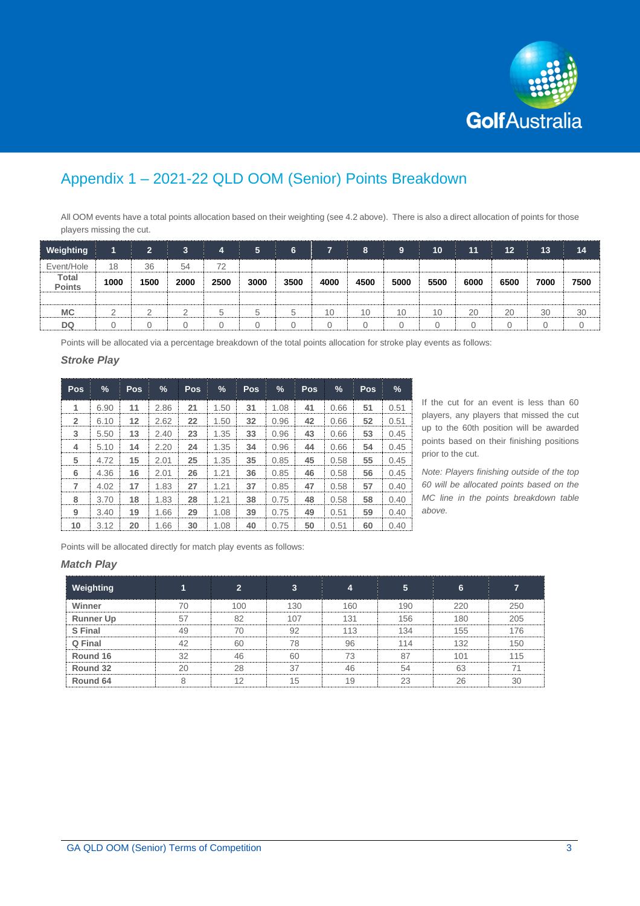# Appendix 1 – 2021-22 QLD OOM (Senior) Points Breakdown

All OOM events have a total points allocation based on their weighting (see 4.2 above). There is also a direct allocation of points for those players missing the cut.

| Weighting | 1 | 2 | 3 | 4 | 5 | 6 | 7 | 8 | 9 | 10 | 11 | 12 | 13 | 14 |
|---|---|---|---|---|---|---|---|---|---|---|---|---|---|---|
| Event/Hole | 18 | 36 | 54 | 72 | | | | | | | | | | |
| **Total Points** | **1000** | **1500** | **2000** | **2500** | **3000** | **3500** | **4000** | **4500** | **5000** | **5500** | **6000** | **6500** | **7000** | **7500** |
| | | | | | | | | | | | | | | |
| **MC** | 2 | 2 | 2 | 5 | 5 | 5 | 10 | 10 | 10 | 10 | 20 | 20 | 30 | 30 |
| **DQ** | 0 | 0 | 0 | 0 | 0 | 0 | 0 | 0 | 0 | 0 | 0 | 0 | 0 | 0 |

Points will be allocated via a percentage breakdown of the total points allocation for stroke play events as follows:

### *Stroke Play*

| Pos | % | Pos | % | Pos | % | Pos | % | Pos | % | Pos | % |
|---|---|---|---|---|---|---|---|---|---|---|---|
| **1** | 6.90 | **11** | 2.86 | **21** | 1.50 | **31** | 1.08 | **41** | 0.66 | **51** | 0.51 |
| **2** | 6.10 | **12** | 2.62 | **22** | 1.50 | **32** | 0.96 | **42** | 0.66 | **52** | 0.51 |
| **3** | 5.50 | **13** | 2.40 | **23** | 1.35 | **33** | 0.96 | **43** | 0.66 | **53** | 0.45 |
| **4** | 5.10 | **14** | 2.20 | **24** | 1.35 | **34** | 0.96 | **44** | 0.66 | **54** | 0.45 |
| **5** | 4.72 | **15** | 2.01 | **25** | 1.35 | **35** | 0.85 | **45** | 0.58 | **55** | 0.45 |
| **6** | 4.36 | **16** | 2.01 | **26** | 1.21 | **36** | 0.85 | **46** | 0.58 | **56** | 0.45 |
| **7** | 4.02 | **17** | 1.83 | **27** | 1.21 | **37** | 0.85 | **47** | 0.58 | **57** | 0.40 |
| **8** | 3.70 | **18** | 1.83 | **28** | 1.21 | **38** | 0.75 | **48** | 0.58 | **58** | 0.40 |
| **9** | 3.40 | **19** | 1.66 | **29** | 1.08 | **39** | 0.75 | **49** | 0.51 | **59** | 0.40 |
| **10** | 3.12 | **20** | 1.66 | **30** | 1.08 | **40** | 0.75 | **50** | 0.51 | **60** | 0.40 |

If the cut for an event is less than 60 players, any players that missed the cut up to the 60th position will be awarded points based on their finishing positions prior to the cut.

*Note: Players finishing outside of the top 60 will be allocated points based on the MC line in the points breakdown table above.*

Points will be allocated directly for match play events as follows:

### *Match Play*

| Weighting | 1 | 2 | 3 | 4 | 5 | 6 | 7 |
|---|---|---|---|---|---|---|---|
| **Winner** | 70 | 100 | 130 | 160 | 190 | 220 | 250 |
| **Runner Up** | 57 | 82 | 107 | 131 | 156 | 180 | 205 |
| **S Final** | 49 | 70 | 92 | 113 | 134 | 155 | 176 |
| **Q Final** | 42 | 60 | 78 | 96 | 114 | 132 | 150 |
| **Round 16** | 32 | 46 | 60 | 73 | 87 | 101 | 115 |
| **Round 32** | 20 | 28 | 37 | 46 | 54 | 63 | 71 |
| **Round 64** | 8 | 12 | 15 | 19 | 23 | 26 | 30 |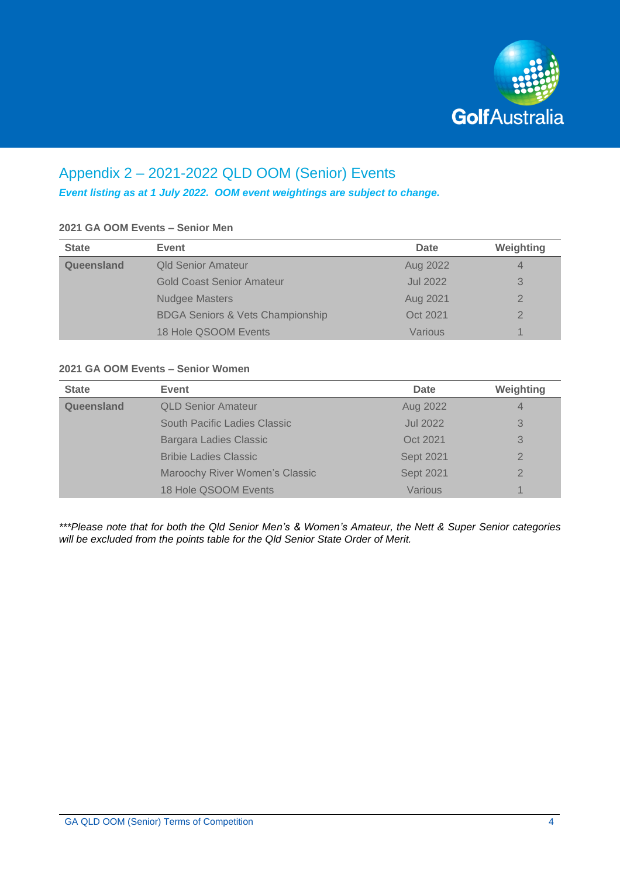## Appendix 2 – 2021-2022 QLD OOM (Senior) Events

***Event listing as at 1 July 2022. OOM event weightings are subject to change.***

**2021 GA OOM Events – Senior Men**

| State | Event | Date | Weighting |
|---|---|---|---|
| **Queensland** | Qld Senior Amateur | Aug 2022 | 4 |
| | Gold Coast Senior Amateur | Jul 2022 | 3 |
| | Nudgee Masters | Aug 2021 | 2 |
| | BDGA Seniors & Vets Championship | Oct 2021 | 2 |
| | 18 Hole QSOOM Events | Various | 1 |

**2021 GA OOM Events – Senior Women**

| State | Event | Date | Weighting |
|---|---|---|---|
| **Queensland** | QLD Senior Amateur | Aug 2022 | 4 |
| | South Pacific Ladies Classic | Jul 2022 | 3 |
| | Bargara Ladies Classic | Oct 2021 | 3 |
| | Bribie Ladies Classic | Sept 2021 | 2 |
| | Maroochy River Women's Classic | Sept 2021 | 2 |
| | 18 Hole QSOOM Events | Various | 1 |

****Please note that for both the Qld Senior Men's & Women's Amateur, the Nett & Super Senior categories will be excluded from the points table for the Qld Senior State Order of Merit.*